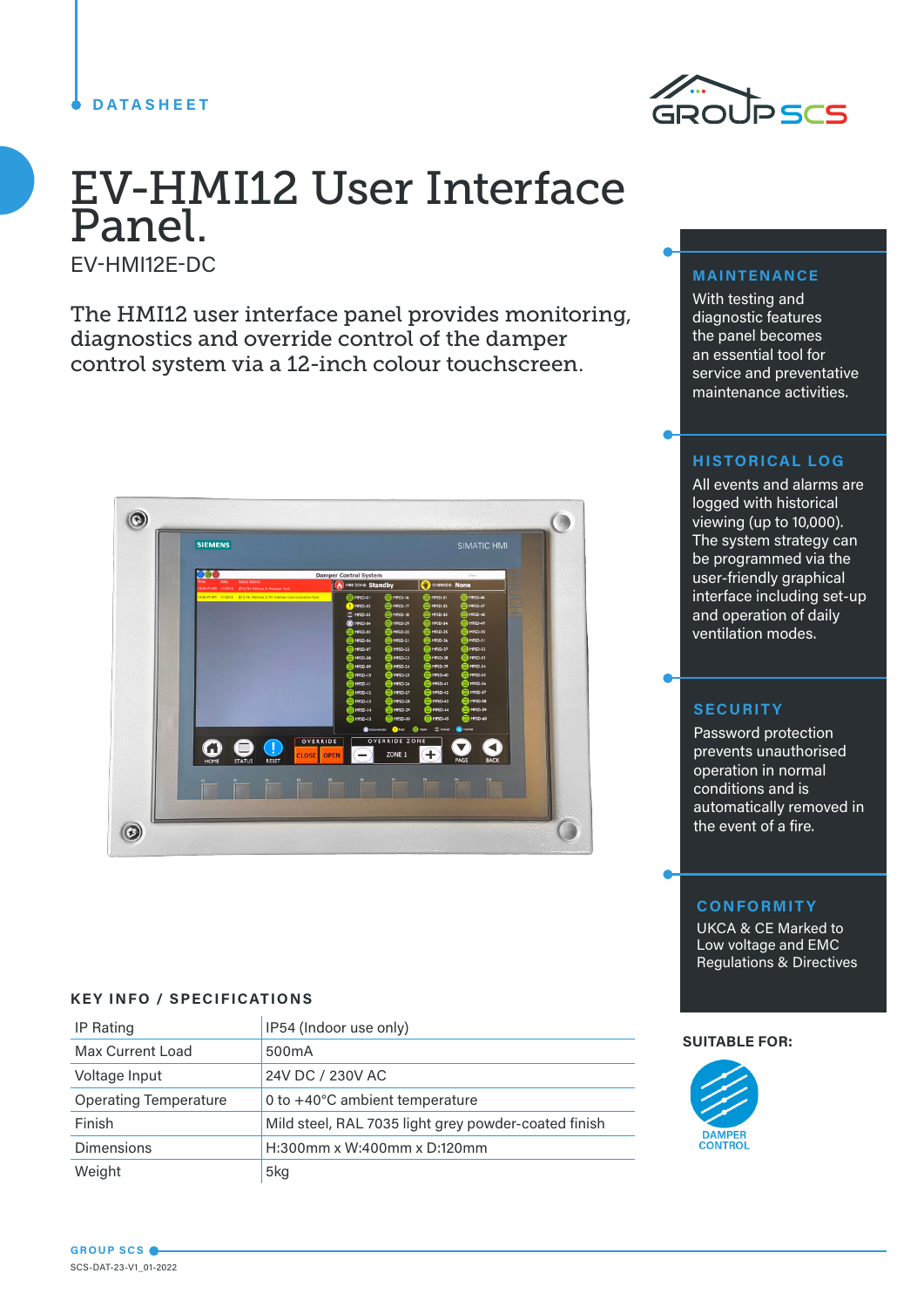DATASHEET

# EV-HMI12 User Interface Panel.

EV-HMI12E-DC

The HMI12 user interface panel provides monitoring, diagnostics and override control of the damper control system via a 12-inch colour touchscreen.

## KEY INFO / SPECIFICATIONS

| | |
|---|---|
| IP Rating | IP54 (Indoor use only) |
| Max Current Load | 500mA |
| Voltage Input | 24V DC / 230V AC |
| Operating Temperature | 0 to +40°C ambient temperature |
| Finish | Mild steel, RAL 7035 light grey powder-coated finish |
| Dimensions | H:300mm x W:400mm x D:120mm |
| Weight | 5kg |

## MAINTENANCE

With testing and diagnostic features the panel becomes an essential tool for service and preventative maintenance activities.

## HISTORICAL LOG

All events and alarms are logged with historical viewing (up to 10,000). The system strategy can be programmed via the user-friendly graphical interface including set-up and operation of daily ventilation modes.

## SECURITY

Password protection prevents unauthorised operation in normal conditions and is automatically removed in the event of a fire.

## CONFORMITY

UKCA & CE Marked to Low voltage and EMC Regulations & Directives

**SUITABLE FOR:**

DAMPER CONTROL

GROUP SCS

SCS-DAT-23-V1_01-2022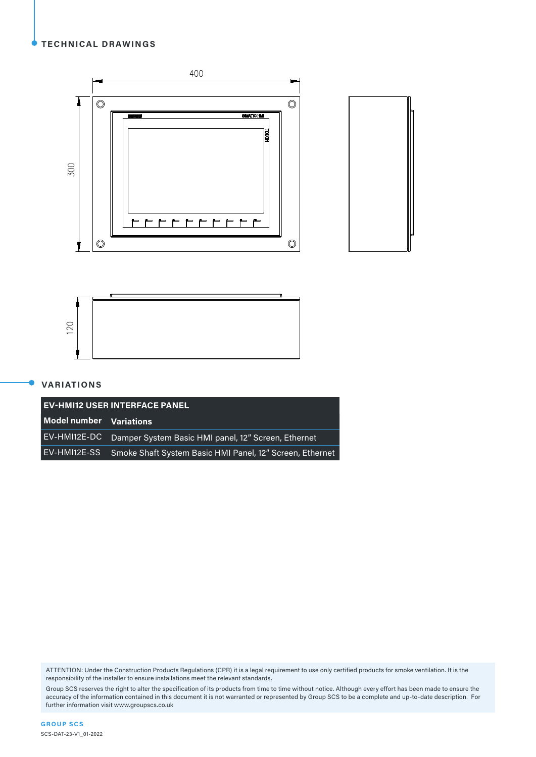## TECHNICAL DRAWINGS

400

300

120

## VARIATIONS

| EV-HMI12 USER INTERFACE PANEL | |
|---|---|
| **Model number** | **Variations** |
| EV-HMI12E-DC | Damper System Basic HMI panel, 12" Screen, Ethernet |
| EV-HMI12E-SS | Smoke Shaft System Basic HMI Panel, 12" Screen, Ethernet |

ATTENTION: Under the Construction Products Regulations (CPR) it is a legal requirement to use only certified products for smoke ventilation. It is the responsibility of the installer to ensure installations meet the relevant standards.

Group SCS reserves the right to alter the specification of its products from time to time without notice. Although every effort has been made to ensure the accuracy of the information contained in this document it is not warranted or represented by Group SCS to be a complete and up-to-date description. For further information visit www.groupscs.co.uk

GROUP SCS

SCS-DAT-23-V1_01-2022